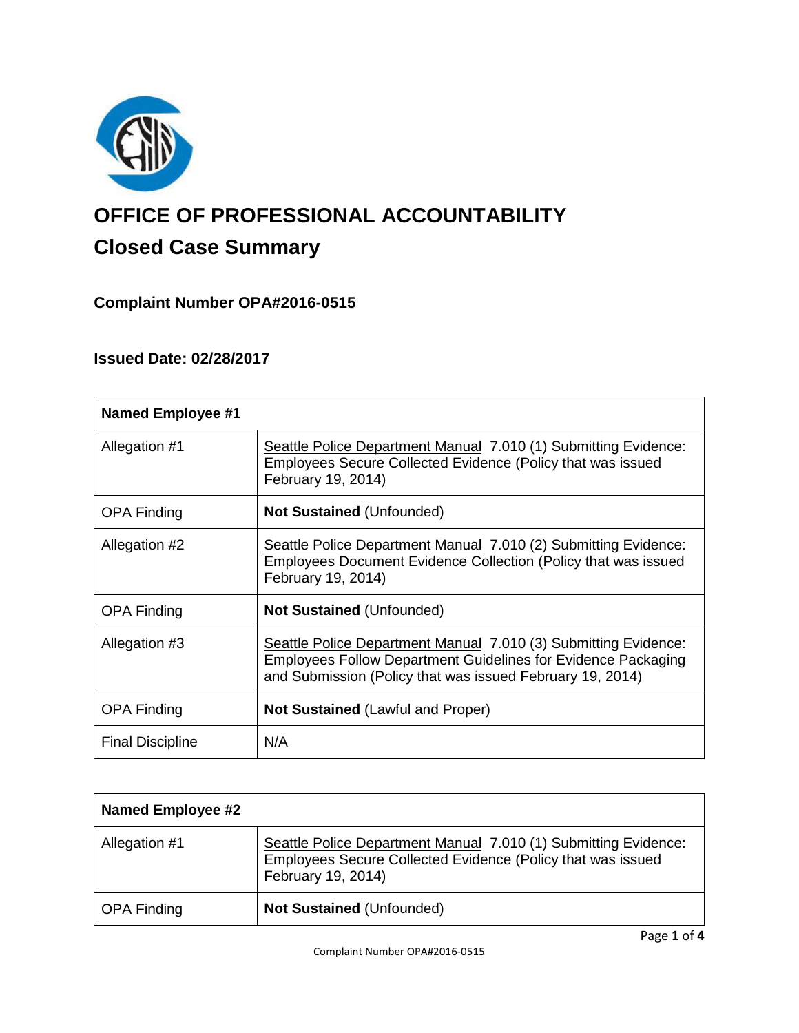# OFFICE OF PROFESSIONAL ACCOUNTABILITY

## Closed Case Summary

### Complaint Number OPA#2016-0515

### Issued Date: 02/28/2017

| **Named Employee #1** | |
|---|---|
| Allegation #1 | Seattle Police Department Manual 7.010 (1) Submitting Evidence: Employees Secure Collected Evidence (Policy that was issued February 19, 2014) |
| OPA Finding | **Not Sustained** (Unfounded) |
| Allegation #2 | Seattle Police Department Manual 7.010 (2) Submitting Evidence: Employees Document Evidence Collection (Policy that was issued February 19, 2014) |
| OPA Finding | **Not Sustained** (Unfounded) |
| Allegation #3 | Seattle Police Department Manual 7.010 (3) Submitting Evidence: Employees Follow Department Guidelines for Evidence Packaging and Submission (Policy that was issued February 19, 2014) |
| OPA Finding | **Not Sustained** (Lawful and Proper) |
| Final Discipline | N/A |

| **Named Employee #2** | |
|---|---|
| Allegation #1 | Seattle Police Department Manual 7.010 (1) Submitting Evidence: Employees Secure Collected Evidence (Policy that was issued February 19, 2014) |
| OPA Finding | **Not Sustained** (Unfounded) |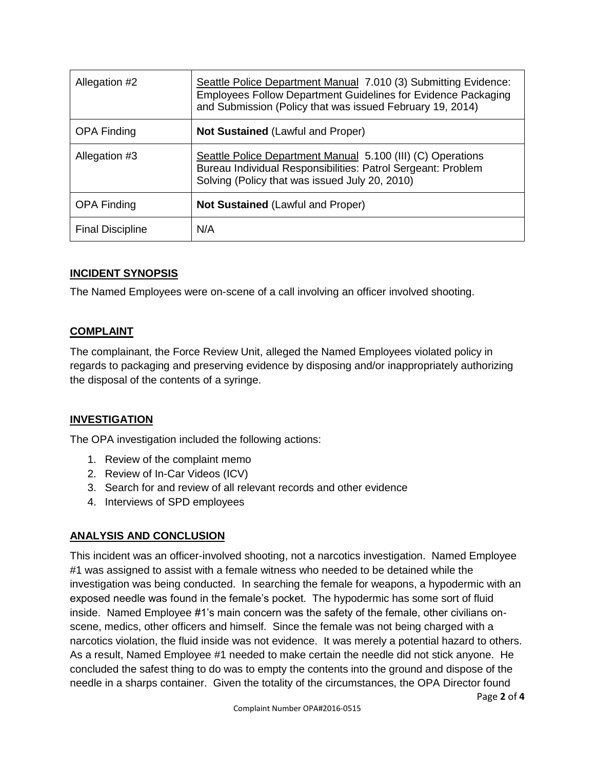| | |
|---|---|
| Allegation #2 | Seattle Police Department Manual 7.010 (3) Submitting Evidence: Employees Follow Department Guidelines for Evidence Packaging and Submission (Policy that was issued February 19, 2014) |
| OPA Finding | **Not Sustained** (Lawful and Proper) |
| Allegation #3 | Seattle Police Department Manual 5.100 (III) (C) Operations Bureau Individual Responsibilities: Patrol Sergeant: Problem Solving (Policy that was issued July 20, 2010) |
| OPA Finding | **Not Sustained** (Lawful and Proper) |
| Final Discipline | N/A |

## INCIDENT SYNOPSIS

The Named Employees were on-scene of a call involving an officer involved shooting.

## COMPLAINT

The complainant, the Force Review Unit, alleged the Named Employees violated policy in regards to packaging and preserving evidence by disposing and/or inappropriately authorizing the disposal of the contents of a syringe.

## INVESTIGATION

The OPA investigation included the following actions:

1. Review of the complaint memo
2. Review of In-Car Videos (ICV)
3. Search for and review of all relevant records and other evidence
4. Interviews of SPD employees

## ANALYSIS AND CONCLUSION

This incident was an officer-involved shooting, not a narcotics investigation. Named Employee #1 was assigned to assist with a female witness who needed to be detained while the investigation was being conducted. In searching the female for weapons, a hypodermic with an exposed needle was found in the female's pocket. The hypodermic has some sort of fluid inside. Named Employee #1's main concern was the safety of the female, other civilians on-scene, medics, other officers and himself. Since the female was not being charged with a narcotics violation, the fluid inside was not evidence. It was merely a potential hazard to others. As a result, Named Employee #1 needed to make certain the needle did not stick anyone. He concluded the safest thing to do was to empty the contents into the ground and dispose of the needle in a sharps container. Given the totality of the circumstances, the OPA Director found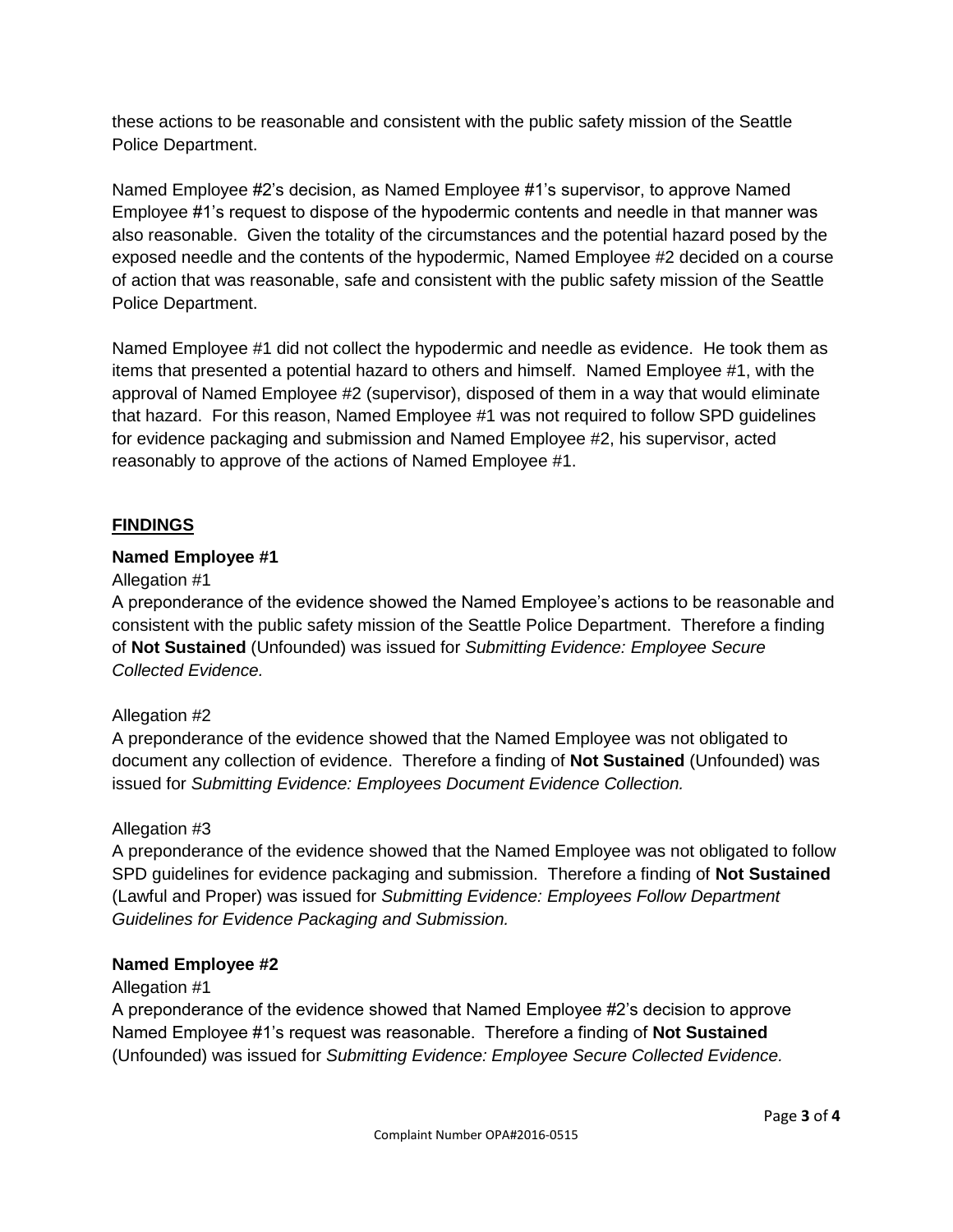these actions to be reasonable and consistent with the public safety mission of the Seattle Police Department.

Named Employee #2's decision, as Named Employee #1's supervisor, to approve Named Employee #1's request to dispose of the hypodermic contents and needle in that manner was also reasonable. Given the totality of the circumstances and the potential hazard posed by the exposed needle and the contents of the hypodermic, Named Employee #2 decided on a course of action that was reasonable, safe and consistent with the public safety mission of the Seattle Police Department.

Named Employee #1 did not collect the hypodermic and needle as evidence. He took them as items that presented a potential hazard to others and himself. Named Employee #1, with the approval of Named Employee #2 (supervisor), disposed of them in a way that would eliminate that hazard. For this reason, Named Employee #1 was not required to follow SPD guidelines for evidence packaging and submission and Named Employee #2, his supervisor, acted reasonably to approve of the actions of Named Employee #1.

## FINDINGS

### Named Employee #1

Allegation #1

A preponderance of the evidence showed the Named Employee's actions to be reasonable and consistent with the public safety mission of the Seattle Police Department. Therefore a finding of **Not Sustained** (Unfounded) was issued for *Submitting Evidence: Employee Secure Collected Evidence.*

Allegation #2

A preponderance of the evidence showed that the Named Employee was not obligated to document any collection of evidence. Therefore a finding of **Not Sustained** (Unfounded) was issued for *Submitting Evidence: Employees Document Evidence Collection.*

Allegation #3

A preponderance of the evidence showed that the Named Employee was not obligated to follow SPD guidelines for evidence packaging and submission. Therefore a finding of **Not Sustained** (Lawful and Proper) was issued for *Submitting Evidence: Employees Follow Department Guidelines for Evidence Packaging and Submission.*

### Named Employee #2

Allegation #1

A preponderance of the evidence showed that Named Employee #2's decision to approve Named Employee #1's request was reasonable. Therefore a finding of **Not Sustained** (Unfounded) was issued for *Submitting Evidence: Employee Secure Collected Evidence.*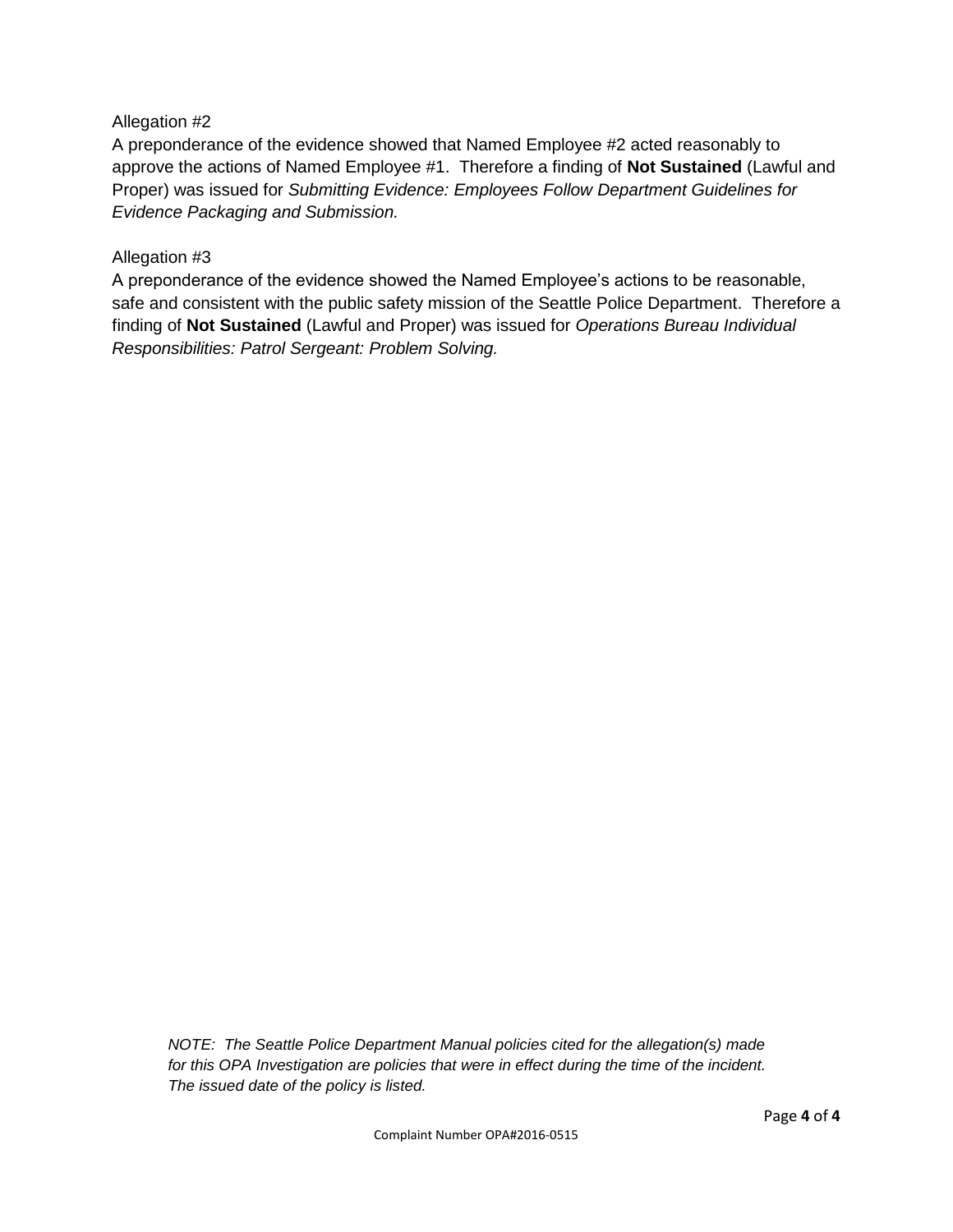Allegation #2

A preponderance of the evidence showed that Named Employee #2 acted reasonably to approve the actions of Named Employee #1. Therefore a finding of **Not Sustained** (Lawful and Proper) was issued for *Submitting Evidence: Employees Follow Department Guidelines for Evidence Packaging and Submission.*

Allegation #3

A preponderance of the evidence showed the Named Employee's actions to be reasonable, safe and consistent with the public safety mission of the Seattle Police Department. Therefore a finding of **Not Sustained** (Lawful and Proper) was issued for *Operations Bureau Individual Responsibilities: Patrol Sergeant: Problem Solving.*

*NOTE: The Seattle Police Department Manual policies cited for the allegation(s) made for this OPA Investigation are policies that were in effect during the time of the incident. The issued date of the policy is listed.*

Complaint Number OPA#2016-0515